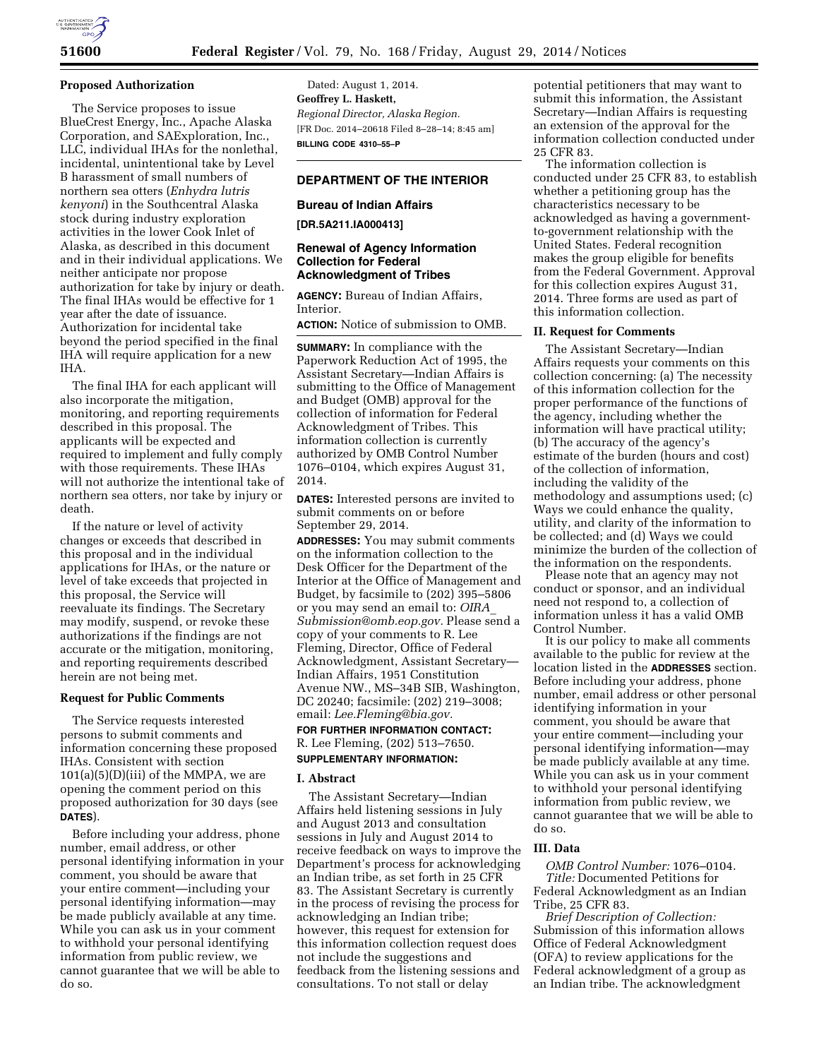**Proposed Authorization**

The Service proposes to issue BlueCrest Energy, Inc., Apache Alaska Corporation, and SAExploration, Inc., LLC, individual IHAs for the nonlethal, incidental, unintentional take by Level B harassment of small numbers of northern sea otters (*Enhydra lutris kenyoni*) in the Southcentral Alaska stock during industry exploration activities in the lower Cook Inlet of Alaska, as described in this document and in their individual applications. We neither anticipate nor propose authorization for take by injury or death. The final IHAs would be effective for 1 year after the date of issuance. Authorization for incidental take beyond the period specified in the final IHA will require application for a new IHA.

The final IHA for each applicant will also incorporate the mitigation, monitoring, and reporting requirements described in this proposal. The applicants will be expected and required to implement and fully comply with those requirements. These IHAs will not authorize the intentional take of northern sea otters, nor take by injury or death.

If the nature or level of activity changes or exceeds that described in this proposal and in the individual applications for IHAs, or the nature or level of take exceeds that projected in this proposal, the Service will reevaluate its findings. The Secretary may modify, suspend, or revoke these authorizations if the findings are not accurate or the mitigation, monitoring, and reporting requirements described herein are not being met.

**Request for Public Comments**

The Service requests interested persons to submit comments and information concerning these proposed IHAs. Consistent with section 101(a)(5)(D)(iii) of the MMPA, we are opening the comment period on this proposed authorization for 30 days (see **DATES**).

Before including your address, phone number, email address, or other personal identifying information in your comment, you should be aware that your entire comment—including your personal identifying information—may be made publicly available at any time. While you can ask us in your comment to withhold your personal identifying information from public review, we cannot guarantee that we will be able to do so.

Dated: August 1, 2014.

**Geoffrey L. Haskett,**

*Regional Director, Alaska Region.*

[FR Doc. 2014–20618 Filed 8–28–14; 8:45 am]

**BILLING CODE 4310–55–P**

---

**DEPARTMENT OF THE INTERIOR**

**Bureau of Indian Affairs**

**[DR.5A211.IA000413]**

**Renewal of Agency Information Collection for Federal Acknowledgment of Tribes**

**AGENCY:** Bureau of Indian Affairs, Interior.

**ACTION:** Notice of submission to OMB.

**SUMMARY:** In compliance with the Paperwork Reduction Act of 1995, the Assistant Secretary—Indian Affairs is submitting to the Office of Management and Budget (OMB) approval for the collection of information for Federal Acknowledgment of Tribes. This information collection is currently authorized by OMB Control Number 1076–0104, which expires August 31, 2014.

**DATES:** Interested persons are invited to submit comments on or before September 29, 2014.

**ADDRESSES:** You may submit comments on the information collection to the Desk Officer for the Department of the Interior at the Office of Management and Budget, by facsimile to (202) 395–5806 or you may send an email to: *OIRA_Submission@omb.eop.gov.* Please send a copy of your comments to R. Lee Fleming, Director, Office of Federal Acknowledgment, Assistant Secretary—Indian Affairs, 1951 Constitution Avenue NW., MS–34B SIB, Washington, DC 20240; facsimile: (202) 219–3008; email: *Lee.Fleming@bia.gov.*

**FOR FURTHER INFORMATION CONTACT:** R. Lee Fleming, (202) 513–7650.

**SUPPLEMENTARY INFORMATION:**

**I. Abstract**

The Assistant Secretary—Indian Affairs held listening sessions in July and August 2013 and consultation sessions in July and August 2014 to receive feedback on ways to improve the Department's process for acknowledging an Indian tribe, as set forth in 25 CFR 83. The Assistant Secretary is currently in the process of revising the process for acknowledging an Indian tribe; however, this request for extension for this information collection request does not include the suggestions and feedback from the listening sessions and consultations. To not stall or delay potential petitioners that may want to submit this information, the Assistant Secretary—Indian Affairs is requesting an extension of the approval for the information collection conducted under 25 CFR 83.

The information collection is conducted under 25 CFR 83, to establish whether a petitioning group has the characteristics necessary to be acknowledged as having a government-to-government relationship with the United States. Federal recognition makes the group eligible for benefits from the Federal Government. Approval for this collection expires August 31, 2014. Three forms are used as part of this information collection.

**II. Request for Comments**

The Assistant Secretary—Indian Affairs requests your comments on this collection concerning: (a) The necessity of this information collection for the proper performance of the functions of the agency, including whether the information will have practical utility; (b) The accuracy of the agency's estimate of the burden (hours and cost) of the collection of information, including the validity of the methodology and assumptions used; (c) Ways we could enhance the quality, utility, and clarity of the information to be collected; and (d) Ways we could minimize the burden of the collection of the information on the respondents.

Please note that an agency may not conduct or sponsor, and an individual need not respond to, a collection of information unless it has a valid OMB Control Number.

It is our policy to make all comments available to the public for review at the location listed in the **ADDRESSES** section. Before including your address, phone number, email address or other personal identifying information in your comment, you should be aware that your entire comment—including your personal identifying information—may be made publicly available at any time. While you can ask us in your comment to withhold your personal identifying information from public review, we cannot guarantee that we will be able to do so.

**III. Data**

*OMB Control Number:* 1076–0104.

*Title:* Documented Petitions for Federal Acknowledgment as an Indian Tribe, 25 CFR 83.

*Brief Description of Collection:* Submission of this information allows Office of Federal Acknowledgment (OFA) to review applications for the Federal acknowledgment of a group as an Indian tribe. The acknowledgment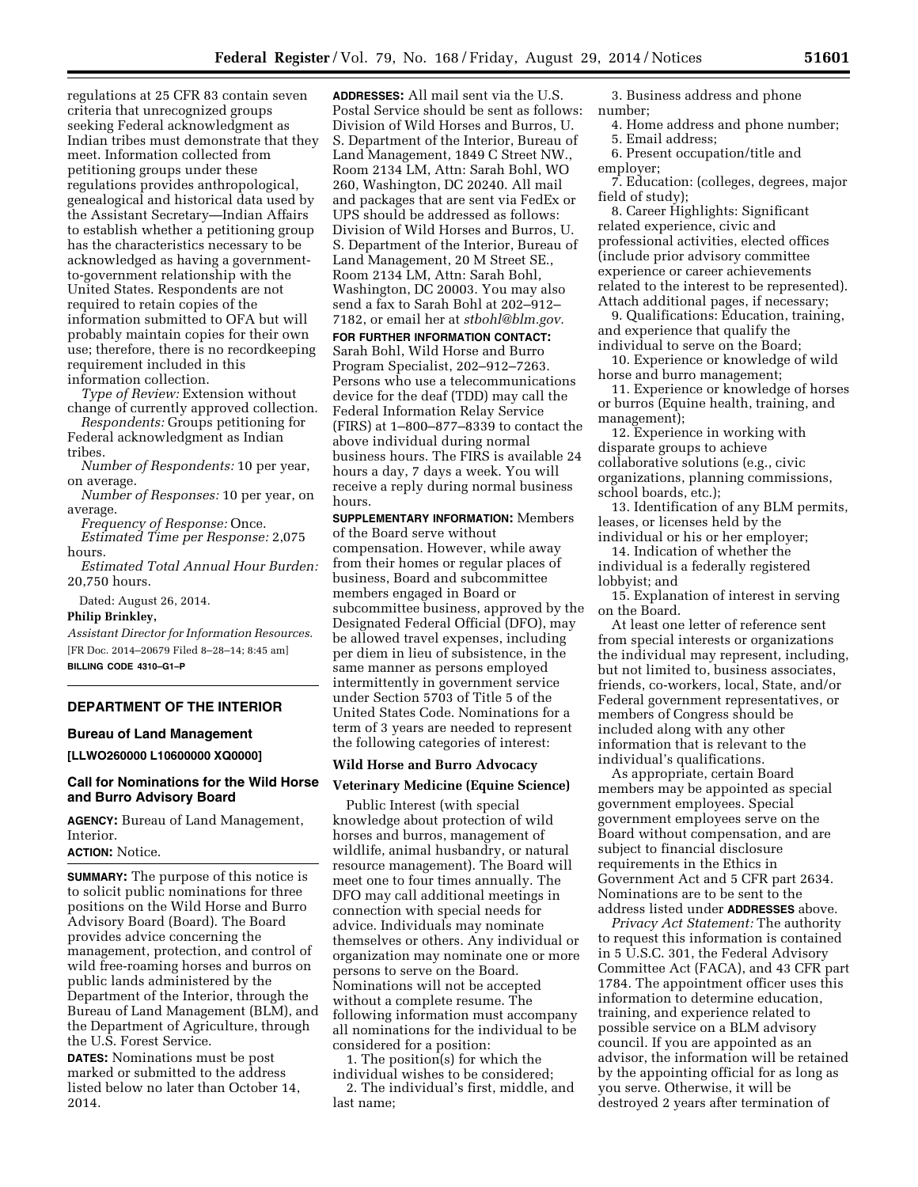regulations at 25 CFR 83 contain seven criteria that unrecognized groups seeking Federal acknowledgment as Indian tribes must demonstrate that they meet. Information collected from petitioning groups under these regulations provides anthropological, genealogical and historical data used by the Assistant Secretary—Indian Affairs to establish whether a petitioning group has the characteristics necessary to be acknowledged as having a government-to-government relationship with the United States. Respondents are not required to retain copies of the information submitted to OFA but will probably maintain copies for their own use; therefore, there is no recordkeeping requirement included in this information collection.

*Type of Review:* Extension without change of currently approved collection.

*Respondents:* Groups petitioning for Federal acknowledgment as Indian tribes.

*Number of Respondents:* 10 per year, on average.

*Number of Responses:* 10 per year, on average.

*Frequency of Response:* Once.

*Estimated Time per Response:* 2,075 hours.

*Estimated Total Annual Hour Burden:* 20,750 hours.

Dated: August 26, 2014.

**Philip Brinkley,**

*Assistant Director for Information Resources.*

[FR Doc. 2014–20679 Filed 8–28–14; 8:45 am]

**BILLING CODE 4310–G1–P**

## DEPARTMENT OF THE INTERIOR

### Bureau of Land Management

**[LLWO260000 L10600000 XQ0000]**

### Call for Nominations for the Wild Horse and Burro Advisory Board

**AGENCY:** Bureau of Land Management, Interior.

**ACTION:** Notice.

**SUMMARY:** The purpose of this notice is to solicit public nominations for three positions on the Wild Horse and Burro Advisory Board (Board). The Board provides advice concerning the management, protection, and control of wild free-roaming horses and burros on public lands administered by the Department of the Interior, through the Bureau of Land Management (BLM), and the Department of Agriculture, through the U.S. Forest Service.

**DATES:** Nominations must be post marked or submitted to the address listed below no later than October 14, 2014.

**ADDRESSES:** All mail sent via the U.S. Postal Service should be sent as follows: Division of Wild Horses and Burros, U. S. Department of the Interior, Bureau of Land Management, 1849 C Street NW., Room 2134 LM, Attn: Sarah Bohl, WO 260, Washington, DC 20240. All mail and packages that are sent via FedEx or UPS should be addressed as follows: Division of Wild Horses and Burros, U. S. Department of the Interior, Bureau of Land Management, 20 M Street SE., Room 2134 LM, Attn: Sarah Bohl, Washington, DC 20003. You may also send a fax to Sarah Bohl at 202–912–7182, or email her at *stbohl@blm.gov.*

**FOR FURTHER INFORMATION CONTACT:** Sarah Bohl, Wild Horse and Burro Program Specialist, 202–912–7263. Persons who use a telecommunications device for the deaf (TDD) may call the Federal Information Relay Service (FIRS) at 1–800–877–8339 to contact the above individual during normal business hours. The FIRS is available 24 hours a day, 7 days a week. You will receive a reply during normal business hours.

**SUPPLEMENTARY INFORMATION:** Members of the Board serve without compensation. However, while away from their homes or regular places of business, Board and subcommittee members engaged in Board or subcommittee business, approved by the Designated Federal Official (DFO), may be allowed travel expenses, including per diem in lieu of subsistence, in the same manner as persons employed intermittently in government service under Section 5703 of Title 5 of the United States Code. Nominations for a term of 3 years are needed to represent the following categories of interest:

**Wild Horse and Burro Advocacy**

**Veterinary Medicine (Equine Science)**

Public Interest (with special knowledge about protection of wild horses and burros, management of wildlife, animal husbandry, or natural resource management). The Board will meet one to four times annually. The DFO may call additional meetings in connection with special needs for advice. Individuals may nominate themselves or others. Any individual or organization may nominate one or more persons to serve on the Board. Nominations will not be accepted without a complete resume. The following information must accompany all nominations for the individual to be considered for a position:

1. The position(s) for which the individual wishes to be considered;
2. The individual's first, middle, and last name;
3. Business address and phone number;
4. Home address and phone number;
5. Email address;
6. Present occupation/title and employer;
7. Education: (colleges, degrees, major field of study);
8. Career Highlights: Significant related experience, civic and professional activities, elected offices (include prior advisory committee experience or career achievements related to the interest to be represented). Attach additional pages, if necessary;
9. Qualifications: Education, training, and experience that qualify the individual to serve on the Board;
10. Experience or knowledge of wild horse and burro management;
11. Experience or knowledge of horses or burros (Equine health, training, and management);
12. Experience in working with disparate groups to achieve collaborative solutions (e.g., civic organizations, planning commissions, school boards, etc.);
13. Identification of any BLM permits, leases, or licenses held by the individual or his or her employer;
14. Indication of whether the individual is a federally registered lobbyist; and
15. Explanation of interest in serving on the Board.

At least one letter of reference sent from special interests or organizations the individual may represent, including, but not limited to, business associates, friends, co-workers, local, State, and/or Federal government representatives, or members of Congress should be included along with any other information that is relevant to the individual's qualifications.

As appropriate, certain Board members may be appointed as special government employees. Special government employees serve on the Board without compensation, and are subject to financial disclosure requirements in the Ethics in Government Act and 5 CFR part 2634. Nominations are to be sent to the address listed under **ADDRESSES** above.

*Privacy Act Statement:* The authority to request this information is contained in 5 U.S.C. 301, the Federal Advisory Committee Act (FACA), and 43 CFR part 1784. The appointment officer uses this information to determine education, training, and experience related to possible service on a BLM advisory council. If you are appointed as an advisor, the information will be retained by the appointing official for as long as you serve. Otherwise, it will be destroyed 2 years after termination of